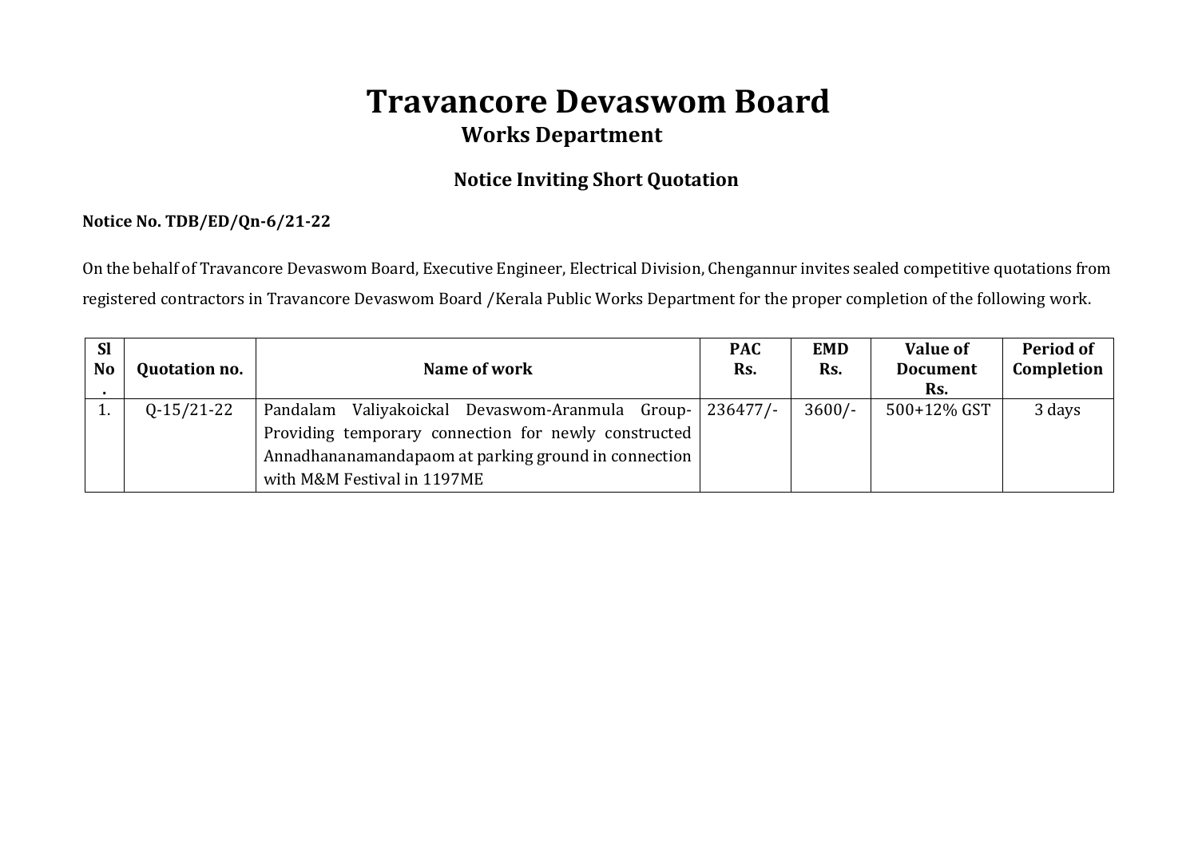# Travancore Devaswom Board

## Works Department

### Notice Inviting Short Quotation

**Notice No. TDB/ED/Qn-6/21-22**

On the behalf of Travancore Devaswom Board, Executive Engineer, Electrical Division, Chengannur invites sealed competitive quotations from registered contractors in Travancore Devaswom Board /Kerala Public Works Department for the proper completion of the following work.

| Sl No. | Quotation no. | Name of work | PAC Rs. | EMD Rs. | Value of Document Rs. | Period of Completion |
|---|---|---|---|---|---|---|
| 1. | Q-15/21-22 | Pandalam Valiyakoickal Devaswom-Aranmula Group-Providing temporary connection for newly constructed Annadhananamandapaom at parking ground in connection with M&M Festival in 1197ME | 236477/- | 3600/- | 500+12% GST | 3 days |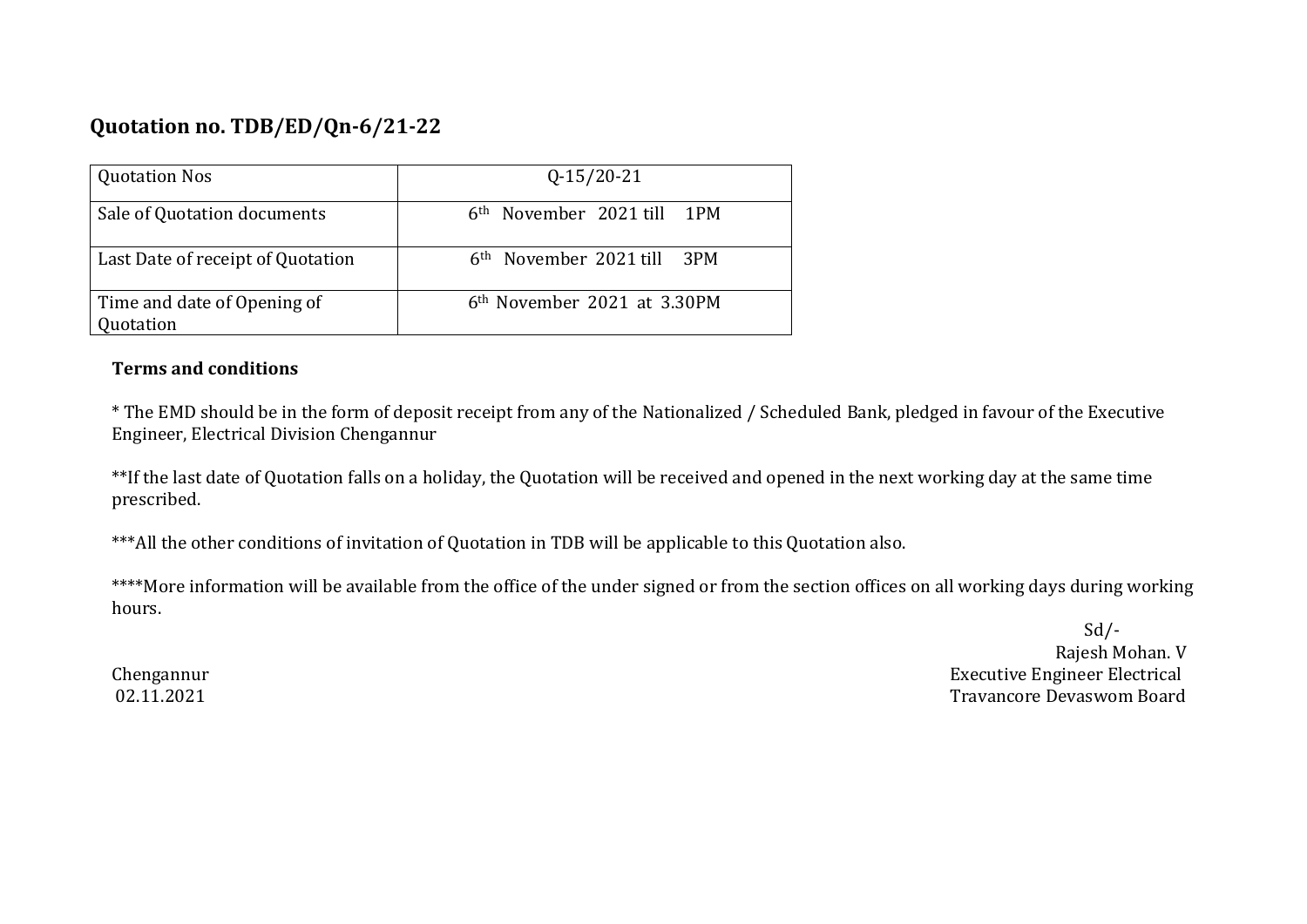## Quotation no. TDB/ED/Qn-6/21-22

| | |
|---|---|
| Quotation Nos | Q-15/20-21 |
| Sale of Quotation documents | 6th November 2021 till 1PM |
| Last Date of receipt of Quotation | 6th November 2021 till 3PM |
| Time and date of Opening of Quotation | 6th November 2021 at 3.30PM |

**Terms and conditions**

* The EMD should be in the form of deposit receipt from any of the Nationalized / Scheduled Bank, pledged in favour of the Executive Engineer, Electrical Division Chengannur

**If the last date of Quotation falls on a holiday, the Quotation will be received and opened in the next working day at the same time prescribed.

***All the other conditions of invitation of Quotation in TDB will be applicable to this Quotation also.

****More information will be available from the office of the under signed or from the section offices on all working days during working hours.

Sd/-
Rajesh Mohan. V
Executive Engineer Electrical
Travancore Devaswom Board

Chengannur
02.11.2021